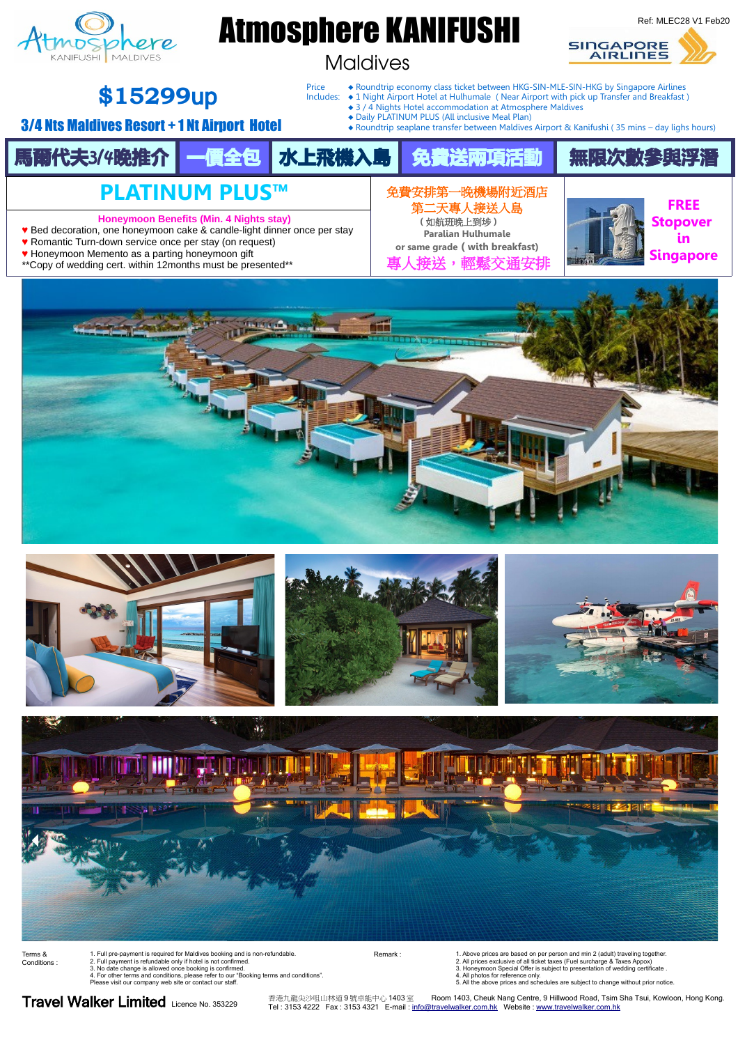Ref: MLEC28 V1 Feb20

# Atmosphere KANIFUSHI

## Maldives

Singapore Airlines

## $15299up

**3/4 Nts Maldives Resort + 1 Nt Airport Hotel**

Price Includes:
- Roundtrip economy class ticket between HKG-SIN-MLE-SIN-HKG by Singapore Airlines
- 1 Night Airport Hotel at Hulhumale （Near Airport with pick up Transfer and Breakfast）
- 3 / 4 Nights Hotel accommodation at Atmosphere Maldives
- Daily PLATINUM PLUS (All inclusive Meal Plan)
- Roundtrip seaplane transfer between Maldives Airport & Kanifushi ( 35 mins – day lighs hours)

**馬爾代夫3/4晚推介** | **一價全包** | **水上飛機入島** | **免費送兩項活動** | **無限次數參與浮潛**

## PLATINUM PLUS™

**Honeymoon Benefits (Min. 4 Nights stay)**

- ♥ Bed decoration, one honeymoon cake & candle-light dinner once per stay
- ♥ Romantic Turn-down service once per stay (on request)
- ♥ Honeymoon Memento as a parting honeymoon gift

**Copy of wedding cert. within 12months must be presented**

免費安排第一晚機場附近酒店
第二天專人接送入島
（如航班晚上到埗）
Paralian Hulhumale
or same grade ( with breakfast)
專人接送，輕鬆交通安排

**FREE Stopover in Singapore**

Terms & Conditions :
1. Full pre-payment is required for Maldives booking and is non-refundable.
2. Full payment is refundable only if hotel is not confirmed.
3. No date change is allowed once booking is confirmed.
4. For other terms and conditions, please refer to our "Booking terms and conditions".
Please visit our company web site or contact our staff.

Remark :
1. Above prices are based on per person and min 2 (adult) traveling together.
2. All prices exclusive of all ticket taxes (Fuel surcharge & Taxes Appox)
3. Honeymoon Special Offer is subject to presentation of wedding certificate .
4. All photos for reference only.
5. All the above prices and schedules are subject to change without prior notice.

**Travel Walker Limited** Licence No. 353229

香港九龍尖沙咀山林道 9 號卓能中心 1403 室 Room 1403, Cheuk Nang Centre, 9 Hillwood Road, Tsim Sha Tsui, Kowloon, Hong Kong.
Tel : 3153 4222 Fax : 3153 4321 E-mail : info@travelwalker.com.hk Website : www.travelwalker.com.hk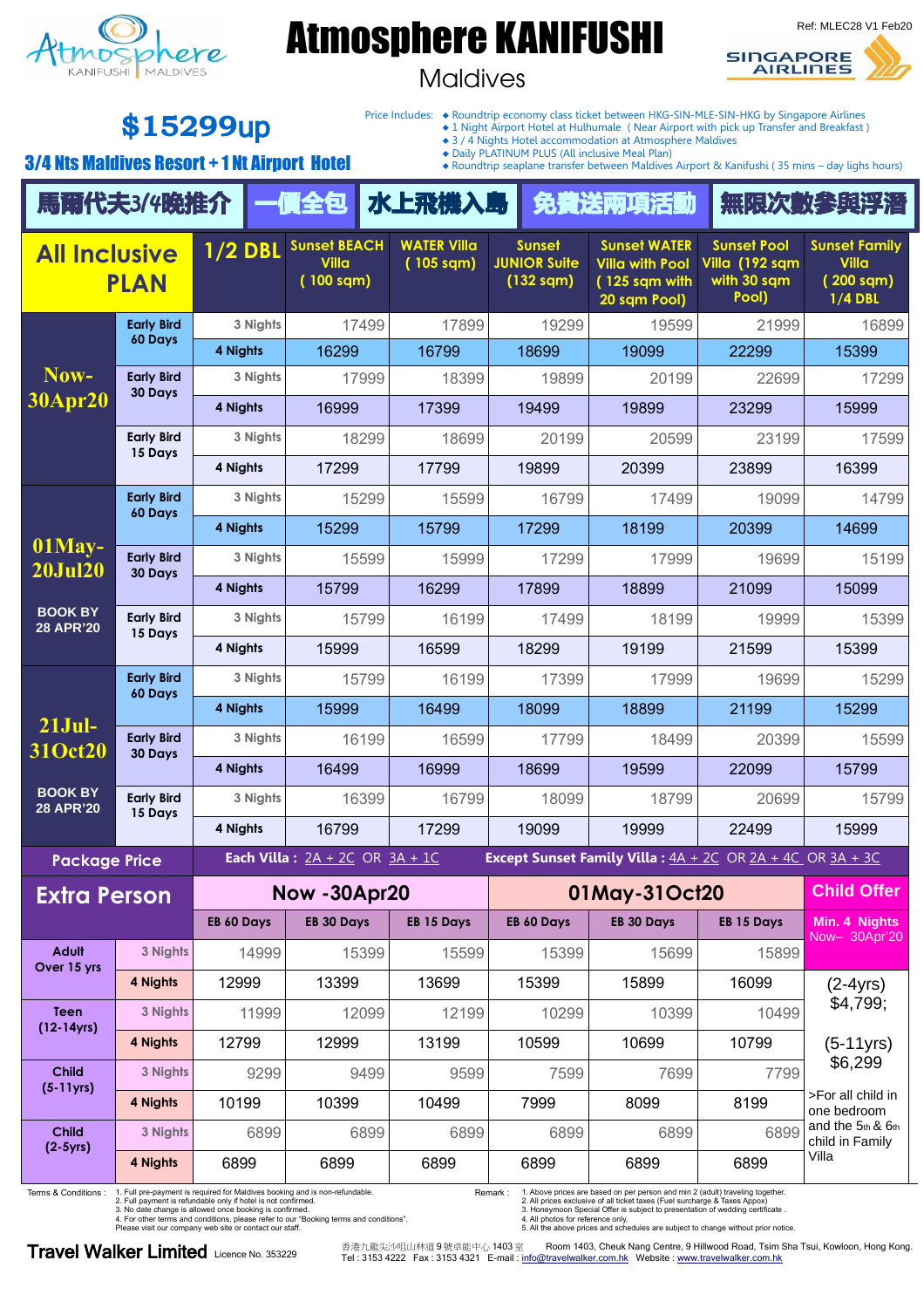Ref: MLEC28 V1 Feb20

# Atmosphere KANIFUSHI

Maldives

## $15299up

**3/4 Nts Maldives Resort + 1 Nt Airport Hotel**

Price Includes:
- Roundtrip economy class ticket between HKG-SIN-MLE-SIN-HKG by Singapore Airlines
- 1 Night Airport Hotel at Hulhumale ( Near Airport with pick up Transfer and Breakfast )
- 3 / 4 Nights Hotel accommodation at Atmosphere Maldives
- Daily PLATINUM PLUS (All inclusive Meal Plan)
- Roundtrip seaplane transfer between Maldives Airport & Kanifushi ( 35 mins – day lighs hours)

**馬爾代夫3/4晚推介 | 一價全包 | 水上飛機入島 | 免費送兩項活動 | 無限次數參與浮潛**

| All Inclusive PLAN | | 1/2 DBL | Sunset BEACH Villa ( 100 sqm) | WATER Villa ( 105 sqm) | Sunset JUNIOR Suite (132 sqm) | Sunset WATER Villa with Pool ( 125 sqm with 20 sqm Pool) | Sunset Pool Villa (192 sqm with 30 sqm Pool) | Sunset Family Villa ( 200 sqm) 1/4 DBL |
|---|---|---|---|---|---|---|---|---|
| Now-30Apr20 | Early Bird 60 Days | 3 Nights | 17499 | 17899 | 19299 | 19599 | 21999 | 16899 |
| | | 4 Nights | 16299 | 16799 | 18699 | 19099 | 22299 | 15399 |
| | Early Bird 30 Days | 3 Nights | 17999 | 18399 | 19899 | 20199 | 22699 | 17299 |
| | | 4 Nights | 16999 | 17399 | 19499 | 19899 | 23299 | 15999 |
| | Early Bird 15 Days | 3 Nights | 18299 | 18699 | 20199 | 20599 | 23199 | 17599 |
| | | 4 Nights | 17299 | 17799 | 19899 | 20399 | 23899 | 16399 |
| 01May-20Jul20 BOOK BY 28 APR'20 | Early Bird 60 Days | 3 Nights | 15299 | 15599 | 16799 | 17499 | 19099 | 14799 |
| | | 4 Nights | 15299 | 15799 | 17299 | 18199 | 20399 | 14699 |
| | Early Bird 30 Days | 3 Nights | 15599 | 15999 | 17299 | 17999 | 19699 | 15199 |
| | | 4 Nights | 15799 | 16299 | 17899 | 18899 | 21099 | 15099 |
| | Early Bird 15 Days | 3 Nights | 15799 | 16199 | 17499 | 18199 | 19999 | 15399 |
| | | 4 Nights | 15999 | 16599 | 18299 | 19199 | 21599 | 15399 |
| 21Jul-31Oct20 BOOK BY 28 APR'20 | Early Bird 60 Days | 3 Nights | 15799 | 16199 | 17399 | 17999 | 19699 | 15299 |
| | | 4 Nights | 15999 | 16499 | 18099 | 18899 | 21199 | 15299 |
| | Early Bird 30 Days | 3 Nights | 16199 | 16599 | 17799 | 18499 | 20399 | 15599 |
| | | 4 Nights | 16499 | 16999 | 18699 | 19599 | 22099 | 15799 |
| | Early Bird 15 Days | 3 Nights | 16399 | 16799 | 18099 | 18799 | 20699 | 15799 |
| | | 4 Nights | 16799 | 17299 | 19099 | 19999 | 22499 | 15999 |

**Package Price** — Each Villa : 2A + 2C OR 3A + 1C — Except Sunset Family Villa : 4A + 2C OR 2A + 4C OR 3A + 3C

| Extra Person | | Now -30Apr20 EB 60 Days | Now -30Apr20 EB 30 Days | Now -30Apr20 EB 15 Days | 01May-31Oct20 EB 60 Days | 01May-31Oct20 EB 30 Days | 01May-31Oct20 EB 15 Days |
|---|---|---|---|---|---|---|---|
| Adult Over 15 yrs | 3 Nights | 14999 | 15399 | 15599 | 15399 | 15699 | 15899 |
| | 4 Nights | 12999 | 13399 | 13699 | 15399 | 15899 | 16099 |
| Teen (12-14yrs) | 3 Nights | 11999 | 12099 | 12199 | 10299 | 10399 | 10499 |
| | 4 Nights | 12799 | 12999 | 13199 | 10599 | 10699 | 10799 |
| Child (5-11yrs) | 3 Nights | 9299 | 9499 | 9599 | 7599 | 7699 | 7799 |
| | 4 Nights | 10199 | 10399 | 10499 | 7999 | 8099 | 8199 |
| Child (2-5yrs) | 3 Nights | 6899 | 6899 | 6899 | 6899 | 6899 | 6899 |
| | 4 Nights | 6899 | 6899 | 6899 | 6899 | 6899 | 6899 |

**Child Offer**

**Min. 4 Nights** Now– 30Apr'20

(2-4yrs) $4,799;

(5-11yrs) $6,299

>For all child in one bedroom and the 5th & 6th child in Family Villa

Terms & Conditions :
1. Full pre-payment is required for Maldives booking and is non-refundable.
2. Full payment is refundable only if hotel is not confirmed.
3. No date change is allowed once booking is confirmed.
4. For other terms and conditions, please refer to our "Booking terms and conditions".
Please visit our company web site or contact our staff.

Remark :
1. Above prices are based on per person and min 2 (adult) traveling together.
2. All prices exclusive of all ticket taxes (Fuel surcharge & Taxes Appox)
3. Honeymoon Special Offer is subject to presentation of wedding certificate .
4. All photos for reference only.
5. All the above prices and schedules are subject to change without prior notice.

**Travel Walker Limited** Licence No. 353229

香港九龍尖沙咀山林道 9 號卓能中心 1403 室 Room 1403, Cheuk Nang Centre, 9 Hillwood Road, Tsim Sha Tsui, Kowloon, Hong Kong.
Tel : 3153 4222 Fax : 3153 4321 E-mail : info@travelwalker.com.hk Website : www.travelwalker.com.hk